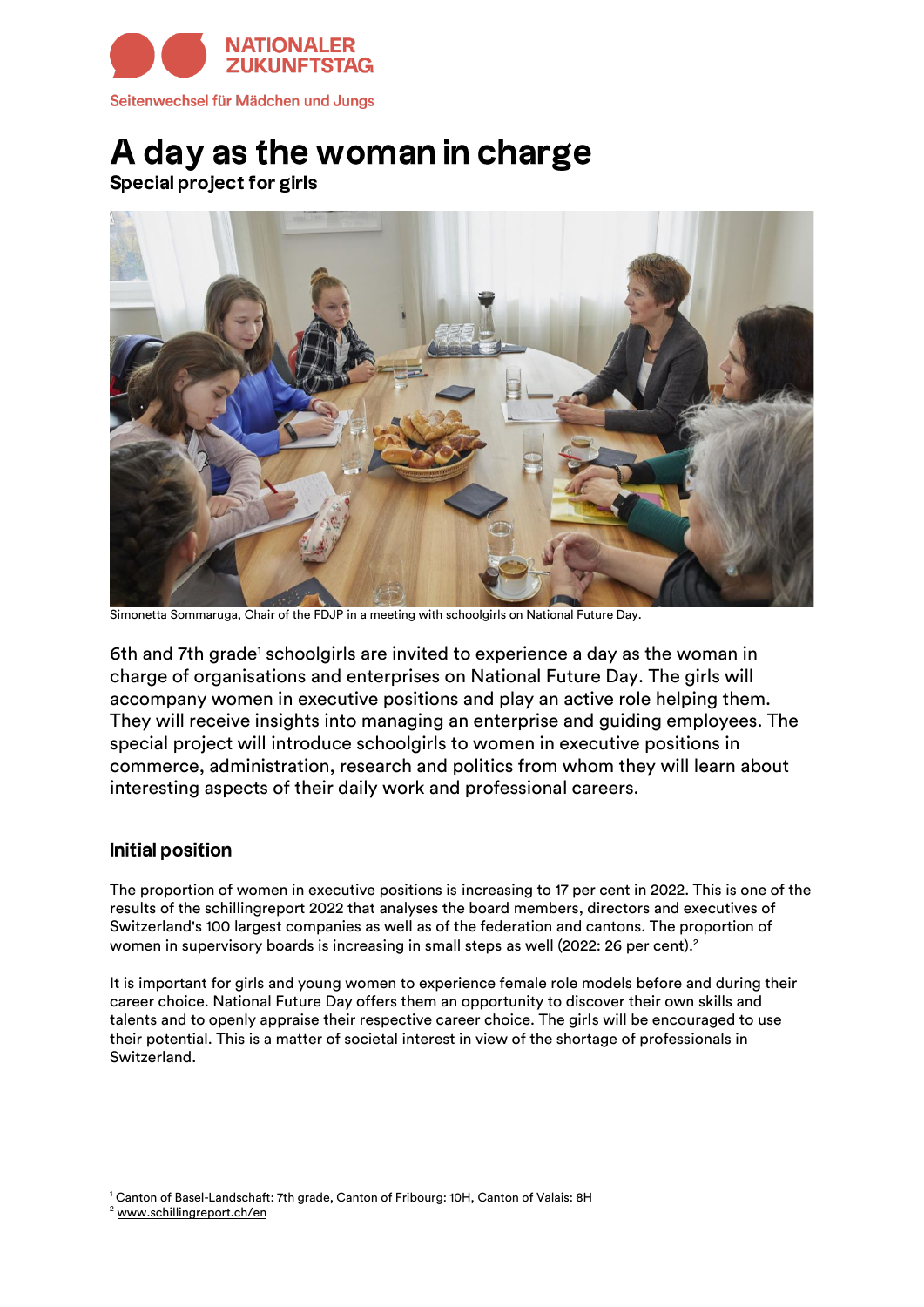NATIONALER ZUKUNFTSTAG

Seitenwechsel für Mädchen und Jungs

# A day as the woman in charge

**Special project for girls**

Simonetta Sommaruga, Chair of the FDJP in a meeting with schoolgirls on National Future Day.

6th and 7th grade[1] schoolgirls are invited to experience a day as the woman in charge of organisations and enterprises on National Future Day. The girls will accompany women in executive positions and play an active role helping them. They will receive insights into managing an enterprise and guiding employees. The special project will introduce schoolgirls to women in executive positions in commerce, administration, research and politics from whom they will learn about interesting aspects of their daily work and professional careers.

## Initial position

The proportion of women in executive positions is increasing to 17 per cent in 2022. This is one of the results of the schillingreport 2022 that analyses the board members, directors and executives of Switzerland's 100 largest companies as well as of the federation and cantons. The proportion of women in supervisory boards is increasing in small steps as well (2022: 26 per cent).[2]

It is important for girls and young women to experience female role models before and during their career choice. National Future Day offers them an opportunity to discover their own skills and talents and to openly appraise their respective career choice. The girls will be encouraged to use their potential. This is a matter of societal interest in view of the shortage of professionals in Switzerland.

---

[1] Canton of Basel-Landschaft: 7th grade, Canton of Fribourg: 10H, Canton of Valais: 8H

[2] www.schillingreport.ch/en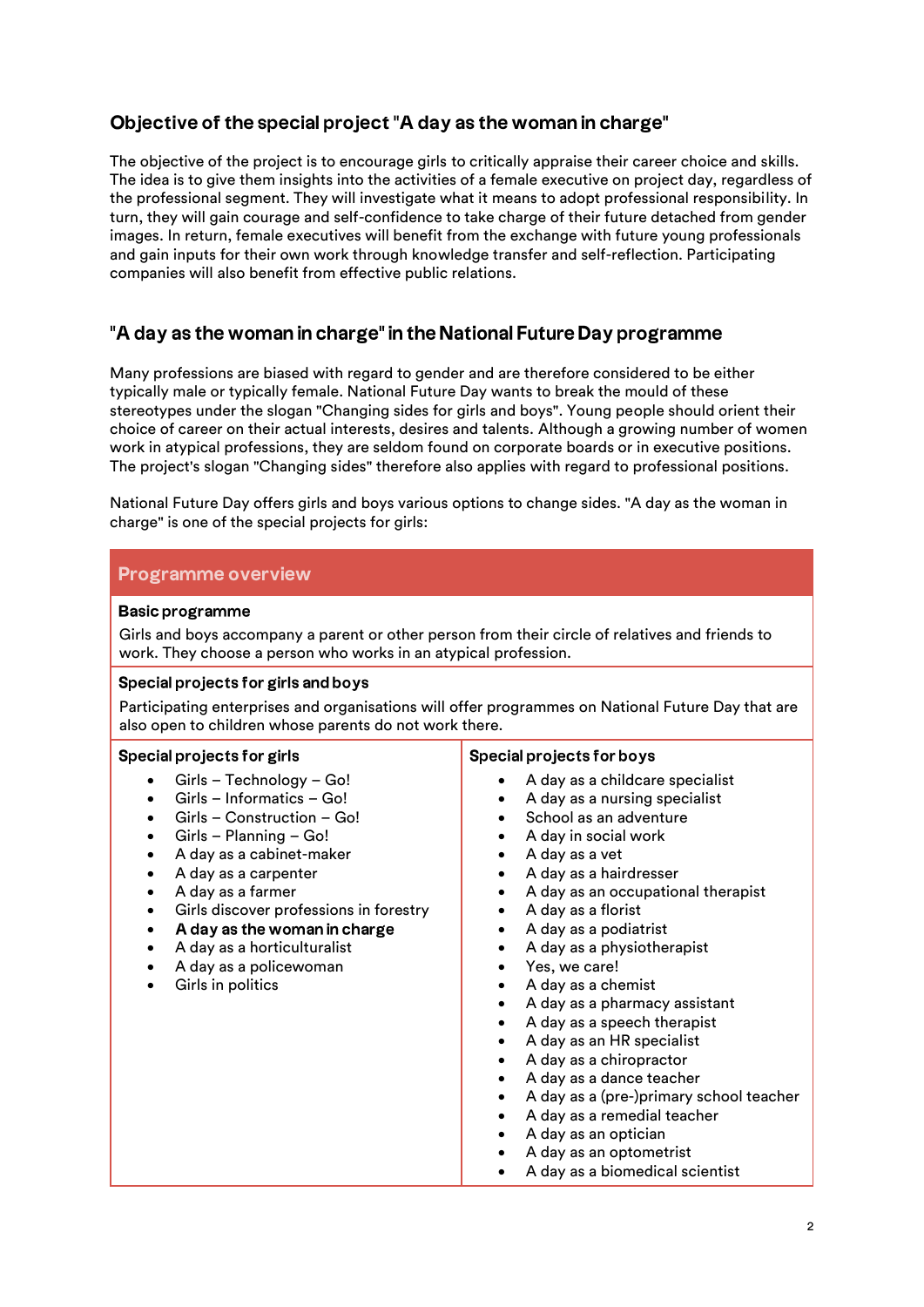## Objective of the special project "A day as the woman in charge"

The objective of the project is to encourage girls to critically appraise their career choice and skills. The idea is to give them insights into the activities of a female executive on project day, regardless of the professional segment. They will investigate what it means to adopt professional responsibility. In turn, they will gain courage and self-confidence to take charge of their future detached from gender images. In return, female executives will benefit from the exchange with future young professionals and gain inputs for their own work through knowledge transfer and self-reflection. Participating companies will also benefit from effective public relations.

## "A day as the woman in charge" in the National Future Day programme

Many professions are biased with regard to gender and are therefore considered to be either typically male or typically female. National Future Day wants to break the mould of these stereotypes under the slogan "Changing sides for girls and boys". Young people should orient their choice of career on their actual interests, desires and talents. Although a growing number of women work in atypical professions, they are seldom found on corporate boards or in executive positions. The project's slogan "Changing sides" therefore also applies with regard to professional positions.

National Future Day offers girls and boys various options to change sides. "A day as the woman in charge" is one of the special projects for girls:

### Programme overview

**Basic programme**

Girls and boys accompany a parent or other person from their circle of relatives and friends to work. They choose a person who works in an atypical profession.

**Special projects for girls and boys**

Participating enterprises and organisations will offer programmes on National Future Day that are also open to children whose parents do not work there.

**Special projects for girls**

- Girls – Technology – Go!
- Girls – Informatics – Go!
- Girls – Construction – Go!
- Girls – Planning – Go!
- A day as a cabinet-maker
- A day as a carpenter
- A day as a farmer
- Girls discover professions in forestry
- **A day as the woman in charge**
- A day as a horticulturalist
- A day as a policewoman
- Girls in politics

**Special projects for boys**

- A day as a childcare specialist
- A day as a nursing specialist
- School as an adventure
- A day in social work
- A day as a vet
- A day as a hairdresser
- A day as an occupational therapist
- A day as a florist
- A day as a podiatrist
- A day as a physiotherapist
- Yes, we care!
- A day as a chemist
- A day as a pharmacy assistant
- A day as a speech therapist
- A day as an HR specialist
- A day as a chiropractor
- A day as a dance teacher
- A day as a (pre-)primary school teacher
- A day as a remedial teacher
- A day as an optician
- A day as an optometrist
- A day as a biomedical scientist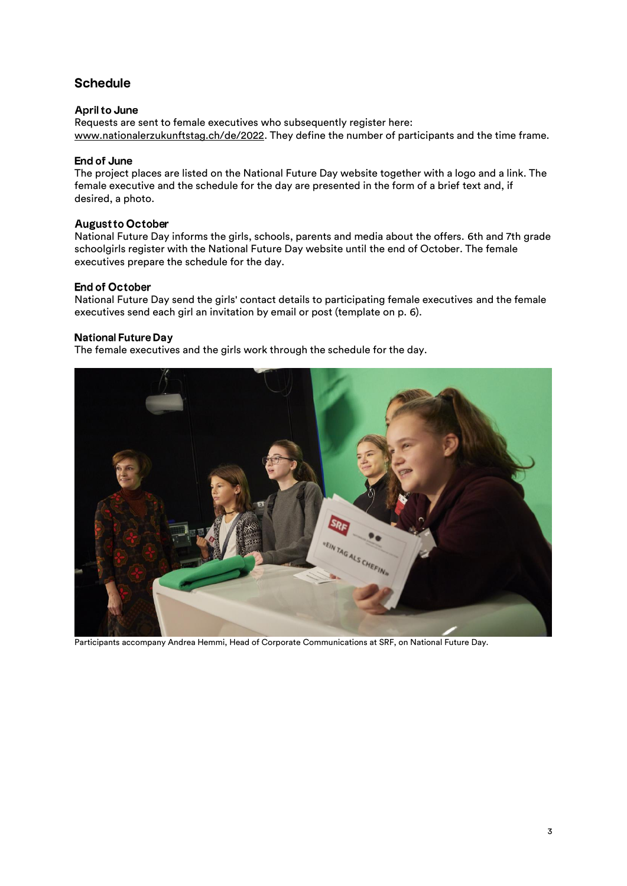## Schedule

### April to June

Requests are sent to female executives who subsequently register here: www.nationalerzukunftstag.ch/de/2022. They define the number of participants and the time frame.

### End of June

The project places are listed on the National Future Day website together with a logo and a link. The female executive and the schedule for the day are presented in the form of a brief text and, if desired, a photo.

### August to October

National Future Day informs the girls, schools, parents and media about the offers. 6th and 7th grade schoolgirls register with the National Future Day website until the end of October. The female executives prepare the schedule for the day.

### End of October

National Future Day send the girls' contact details to participating female executives and the female executives send each girl an invitation by email or post (template on p. 6).

### National Future Day

The female executives and the girls work through the schedule for the day.

Participants accompany Andrea Hemmi, Head of Corporate Communications at SRF, on National Future Day.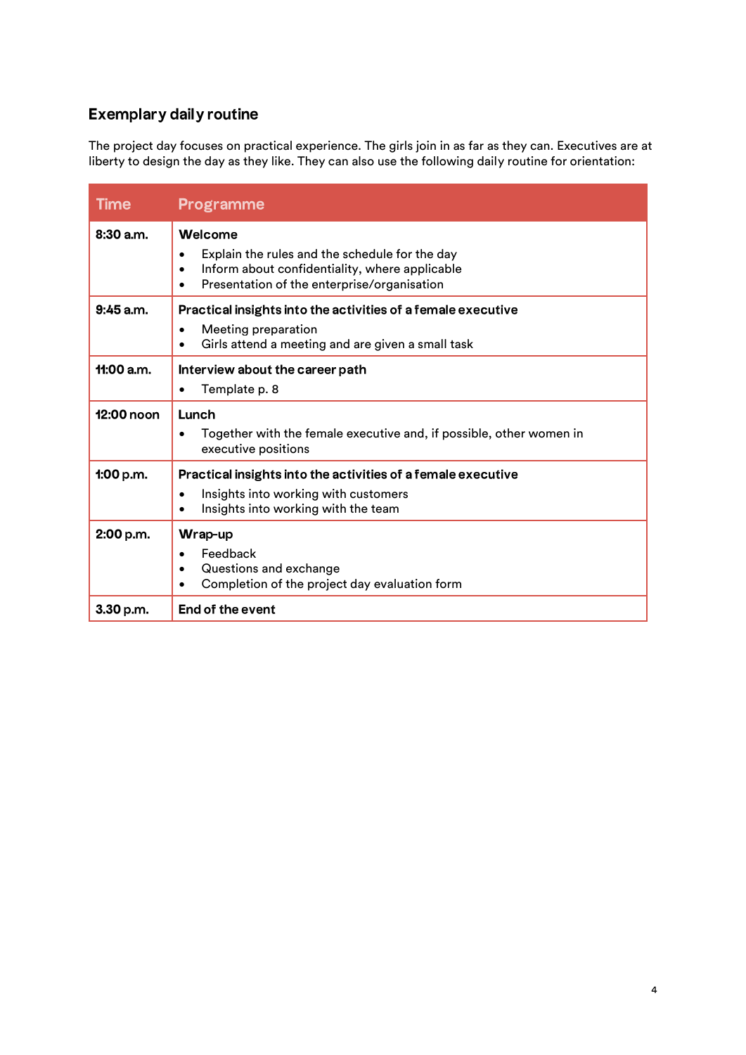## Exemplary daily routine

The project day focuses on practical experience. The girls join in as far as they can. Executives are at liberty to design the day as they like. They can also use the following daily routine for orientation:

| Time | Programme |
|---|---|
| **8:30 a.m.** | **Welcome**<br>• Explain the rules and the schedule for the day<br>• Inform about confidentiality, where applicable<br>• Presentation of the enterprise/organisation |
| **9:45 a.m.** | **Practical insights into the activities of a female executive**<br>• Meeting preparation<br>• Girls attend a meeting and are given a small task |
| **11:00 a.m.** | **Interview about the career path**<br>• Template p. 8 |
| **12:00 noon** | **Lunch**<br>• Together with the female executive and, if possible, other women in executive positions |
| **1:00 p.m.** | **Practical insights into the activities of a female executive**<br>• Insights into working with customers<br>• Insights into working with the team |
| **2:00 p.m.** | **Wrap-up**<br>• Feedback<br>• Questions and exchange<br>• Completion of the project day evaluation form |
| **3.30 p.m.** | **End of the event** |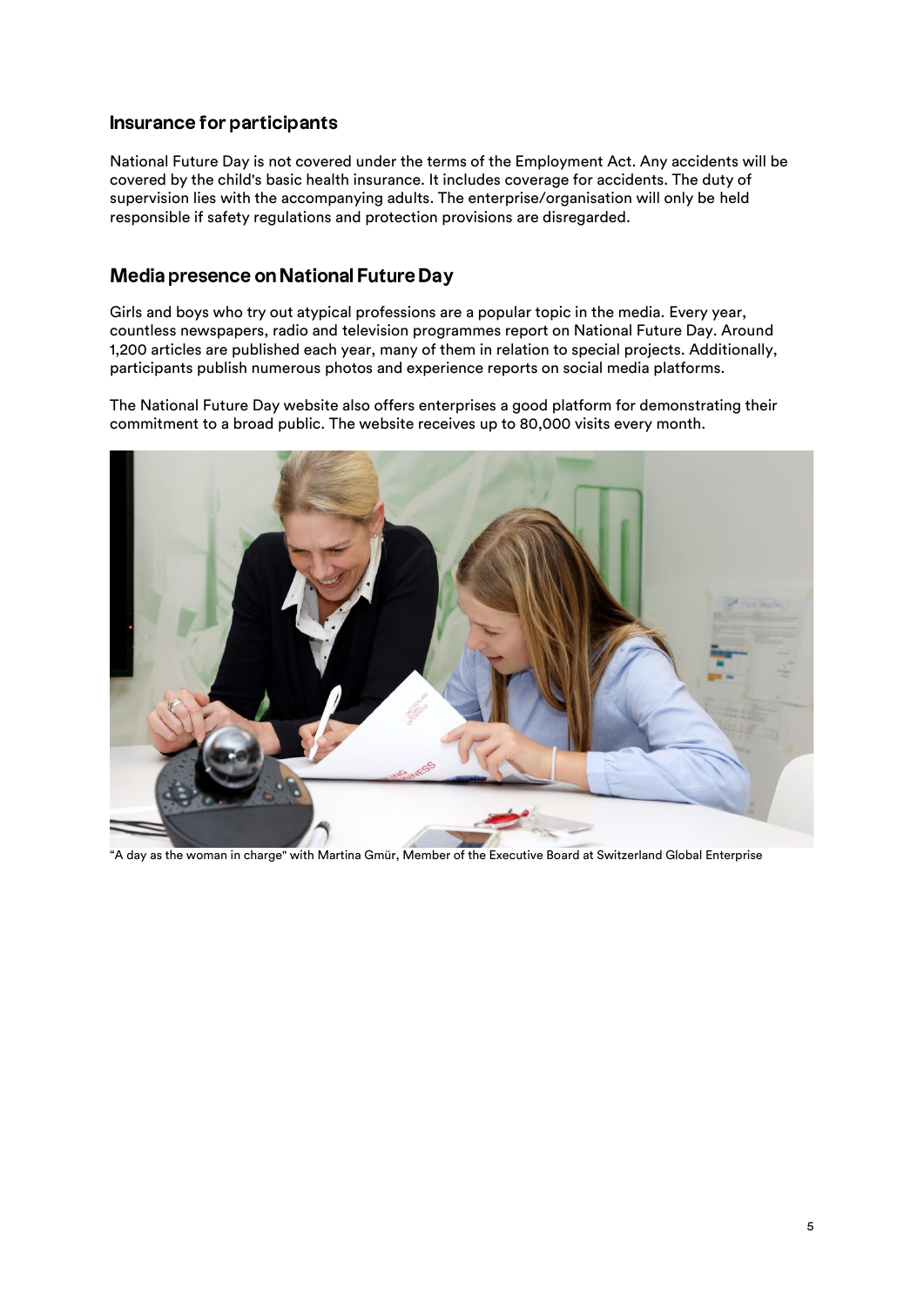## Insurance for participants

National Future Day is not covered under the terms of the Employment Act. Any accidents will be covered by the child's basic health insurance. It includes coverage for accidents. The duty of supervision lies with the accompanying adults. The enterprise/organisation will only be held responsible if safety regulations and protection provisions are disregarded.

## Media presence on National Future Day

Girls and boys who try out atypical professions are a popular topic in the media. Every year, countless newspapers, radio and television programmes report on National Future Day. Around 1,200 articles are published each year, many of them in relation to special projects. Additionally, participants publish numerous photos and experience reports on social media platforms.

The National Future Day website also offers enterprises a good platform for demonstrating their commitment to a broad public. The website receives up to 80,000 visits every month.

"A day as the woman in charge" with Martina Gmür, Member of the Executive Board at Switzerland Global Enterprise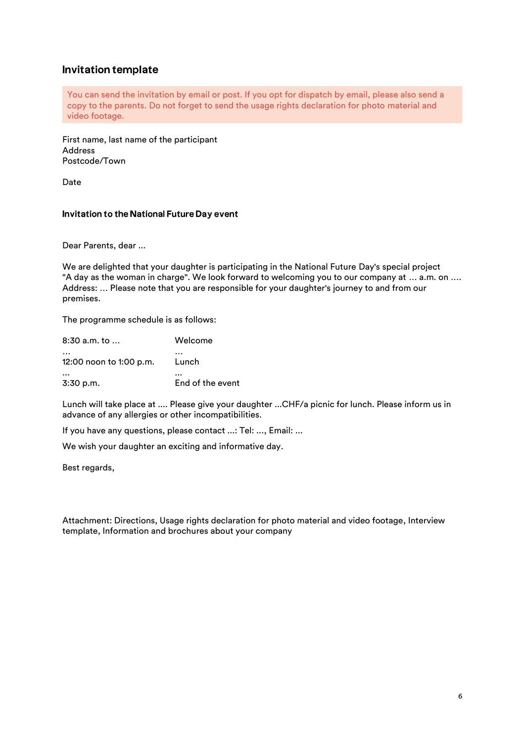## Invitation template

> You can send the invitation by email or post. If you opt for dispatch by email, please also send a copy to the parents. Do not forget to send the usage rights declaration for photo material and video footage.

First name, last name of the participant
Address
Postcode/Town

Date

**Invitation to the National Future Day event**

Dear Parents, dear ...

We are delighted that your daughter is participating in the National Future Day's special project "A day as the woman in charge". We look forward to welcoming you to our company at … a.m. on …. Address: … Please note that you are responsible for your daughter's journey to and from our premises.

The programme schedule is as follows:

| | |
|---|---|
| 8:30 a.m. to … | Welcome |
| … | … |
| 12:00 noon to 1:00 p.m. | Lunch |
| … | … |
| 3:30 p.m. | End of the event |

Lunch will take place at .... Please give your daughter ...CHF/a picnic for lunch. Please inform us in advance of any allergies or other incompatibilities.

If you have any questions, please contact ...: Tel: ..., Email: ...

We wish your daughter an exciting and informative day.

Best regards,

Attachment: Directions, Usage rights declaration for photo material and video footage, Interview template, Information and brochures about your company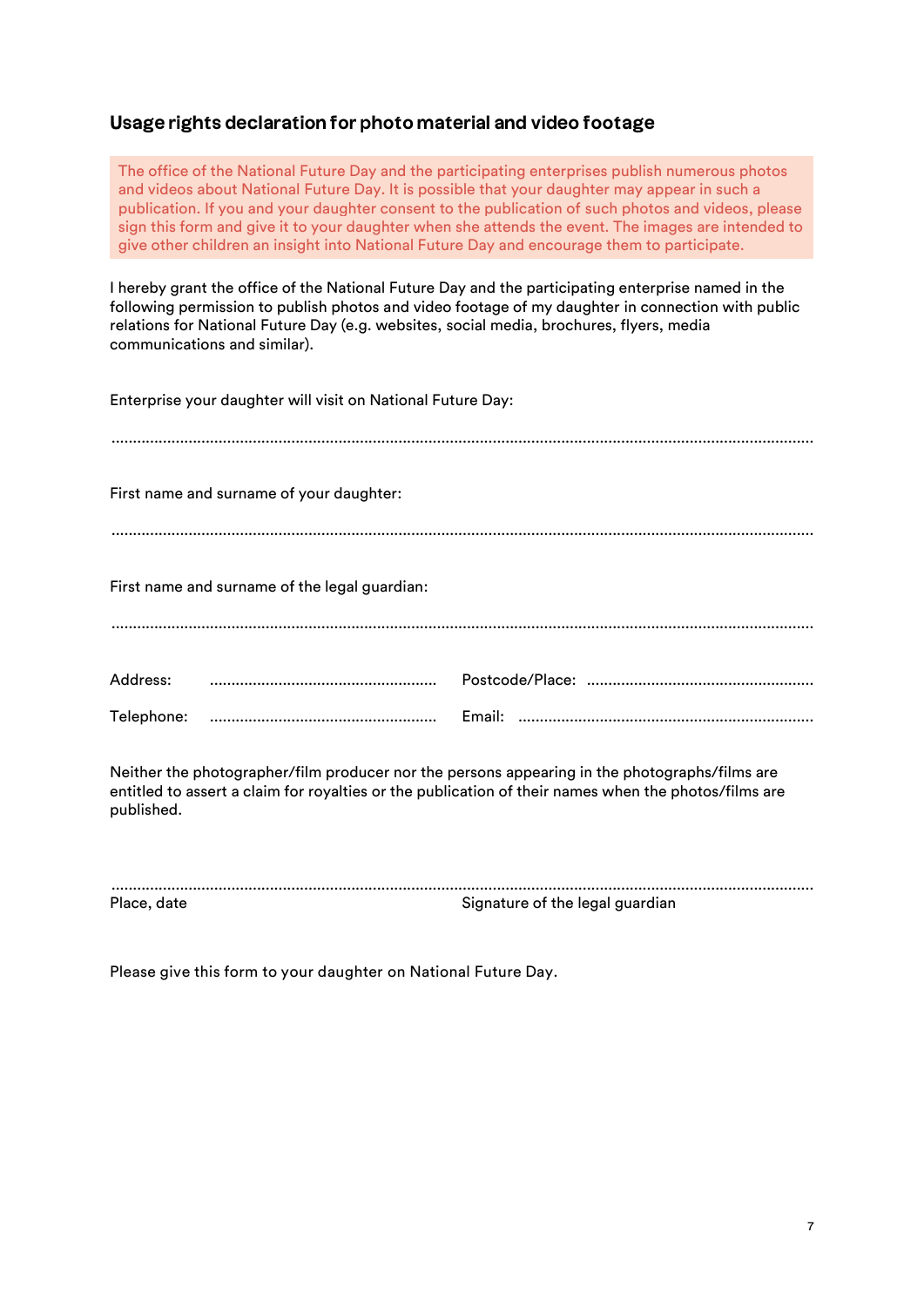## Usage rights declaration for photo material and video footage

The office of the National Future Day and the participating enterprises publish numerous photos and videos about National Future Day. It is possible that your daughter may appear in such a publication. If you and your daughter consent to the publication of such photos and videos, please sign this form and give it to your daughter when she attends the event. The images are intended to give other children an insight into National Future Day and encourage them to participate.

I hereby grant the office of the National Future Day and the participating enterprise named in the following permission to publish photos and video footage of my daughter in connection with public relations for National Future Day (e.g. websites, social media, brochures, flyers, media communications and similar).

Enterprise your daughter will visit on National Future Day:

..................................................................................................................................................................

First name and surname of your daughter:

..................................................................................................................................................................

First name and surname of the legal guardian:

..................................................................................................................................................................

Address: ..................................................... Postcode/Place: .....................................................

Telephone: ..................................................... Email: .....................................................................

Neither the photographer/film producer nor the persons appearing in the photographs/films are entitled to assert a claim for royalties or the publication of their names when the photos/films are published.

..................................................................................................................................................................

Place, date Signature of the legal guardian

Please give this form to your daughter on National Future Day.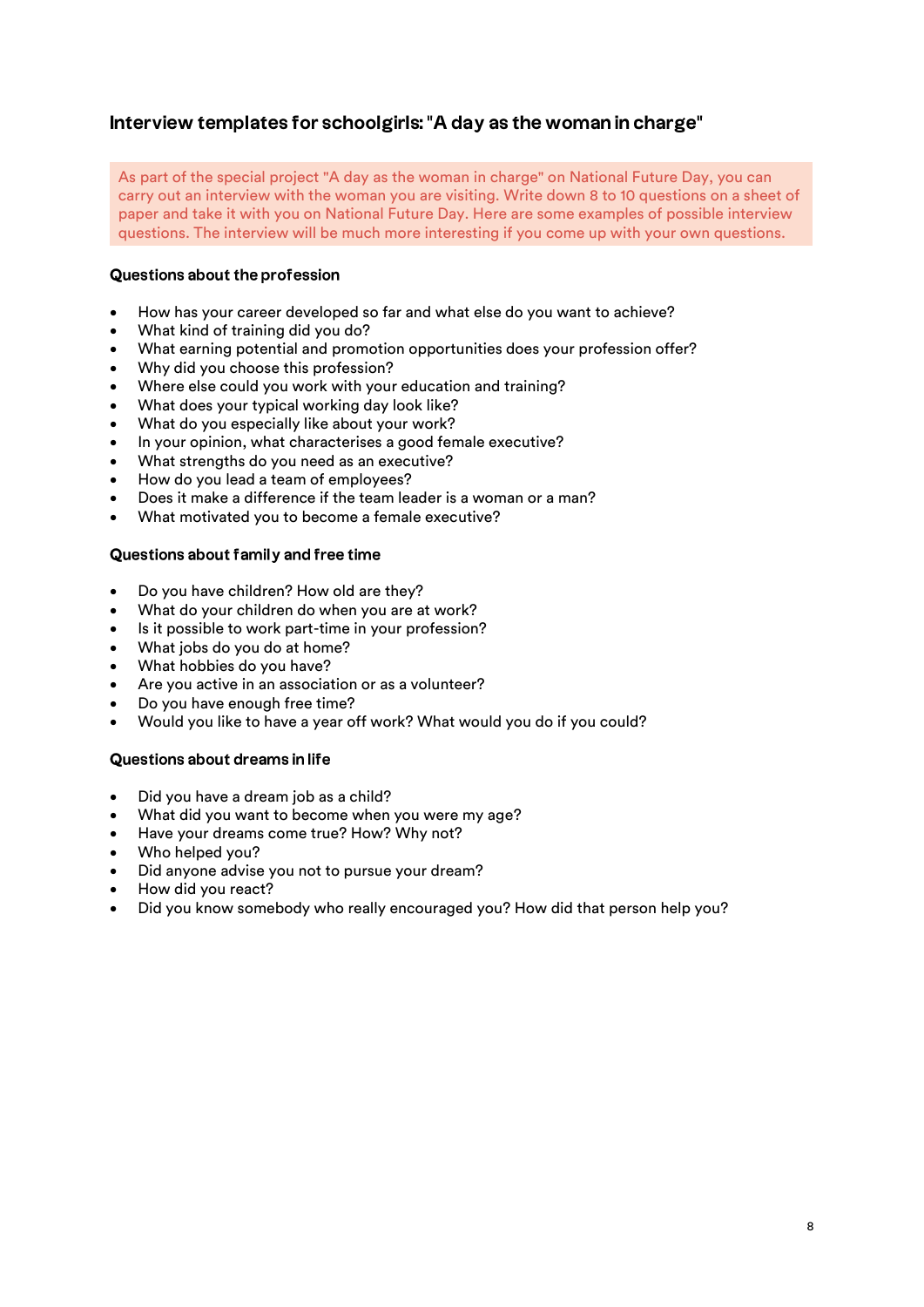## Interview templates for schoolgirls: "A day as the woman in charge"

As part of the special project "A day as the woman in charge" on National Future Day, you can carry out an interview with the woman you are visiting. Write down 8 to 10 questions on a sheet of paper and take it with you on National Future Day. Here are some examples of possible interview questions. The interview will be much more interesting if you come up with your own questions.

### Questions about the profession

- How has your career developed so far and what else do you want to achieve?
- What kind of training did you do?
- What earning potential and promotion opportunities does your profession offer?
- Why did you choose this profession?
- Where else could you work with your education and training?
- What does your typical working day look like?
- What do you especially like about your work?
- In your opinion, what characterises a good female executive?
- What strengths do you need as an executive?
- How do you lead a team of employees?
- Does it make a difference if the team leader is a woman or a man?
- What motivated you to become a female executive?

### Questions about family and free time

- Do you have children? How old are they?
- What do your children do when you are at work?
- Is it possible to work part-time in your profession?
- What jobs do you do at home?
- What hobbies do you have?
- Are you active in an association or as a volunteer?
- Do you have enough free time?
- Would you like to have a year off work? What would you do if you could?

### Questions about dreams in life

- Did you have a dream job as a child?
- What did you want to become when you were my age?
- Have your dreams come true? How? Why not?
- Who helped you?
- Did anyone advise you not to pursue your dream?
- How did you react?
- Did you know somebody who really encouraged you? How did that person help you?